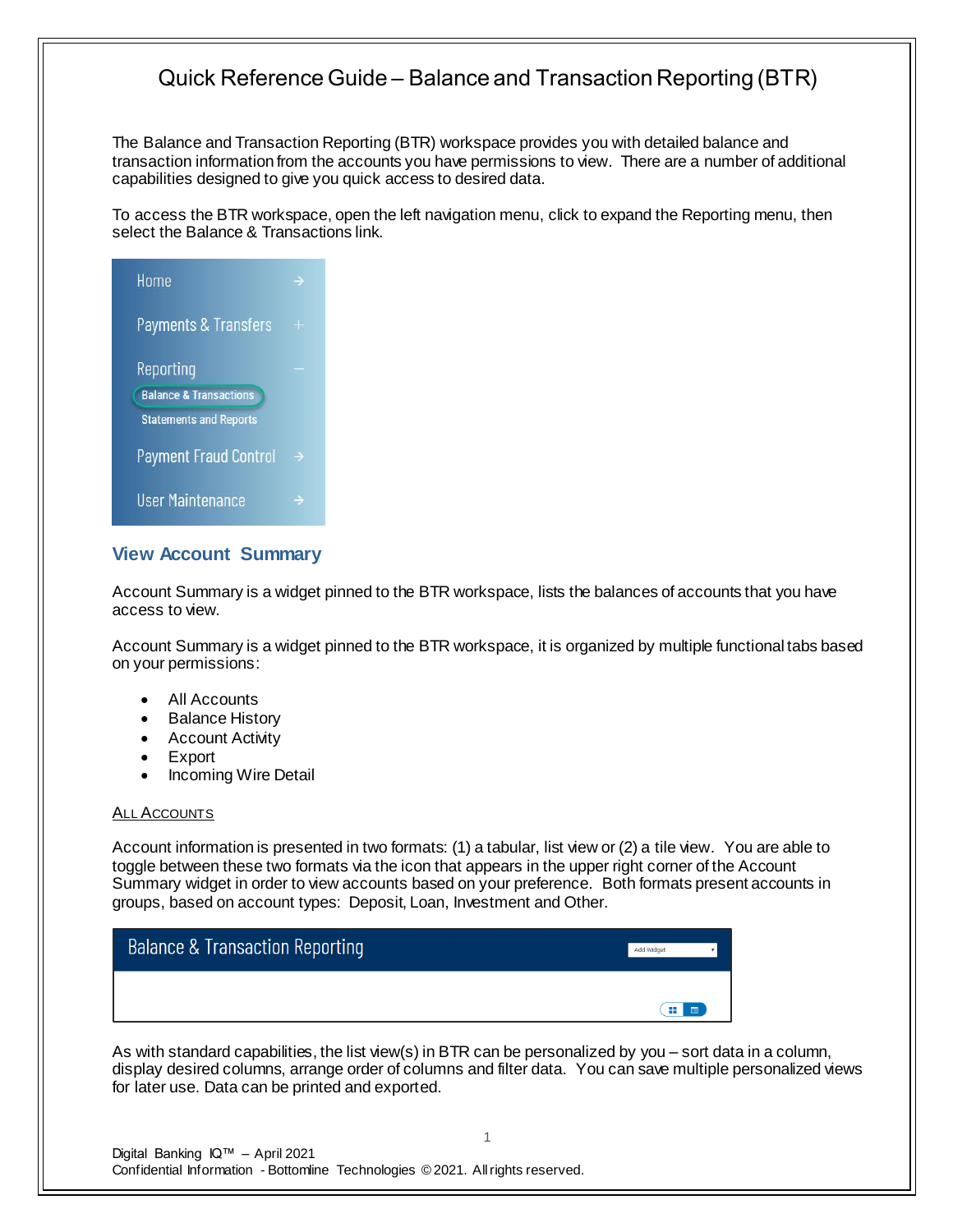# Quick Reference Guide – Balance and Transaction Reporting (BTR)

The Balance and Transaction Reporting (BTR) workspace provides you with detailed balance and transaction information from the accounts you have permissions to view. There are a number of additional capabilities designed to give you quick access to desired data.

To access the BTR workspace, open the left navigation menu, click to expand the Reporting menu, then select the Balance & Transactions link.

Home
Payments & Transfers
Reporting
Balance & Transactions
Statements and Reports
Payment Fraud Control
User Maintenance

## View Account Summary

Account Summary is a widget pinned to the BTR workspace, lists the balances of accounts that you have access to view.

Account Summary is a widget pinned to the BTR workspace, it is organized by multiple functional tabs based on your permissions:

- All Accounts
- Balance History
- Account Activity
- Export
- Incoming Wire Detail

### All Accounts

Account information is presented in two formats: (1) a tabular, list view or (2) a tile view. You are able to toggle between these two formats via the icon that appears in the upper right corner of the Account Summary widget in order to view accounts based on your preference. Both formats present accounts in groups, based on account types: Deposit, Loan, Investment and Other.

Balance & Transaction Reporting
Add Widget

As with standard capabilities, the list view(s) in BTR can be personalized by you – sort data in a column, display desired columns, arrange order of columns and filter data. You can save multiple personalized views for later use. Data can be printed and exported.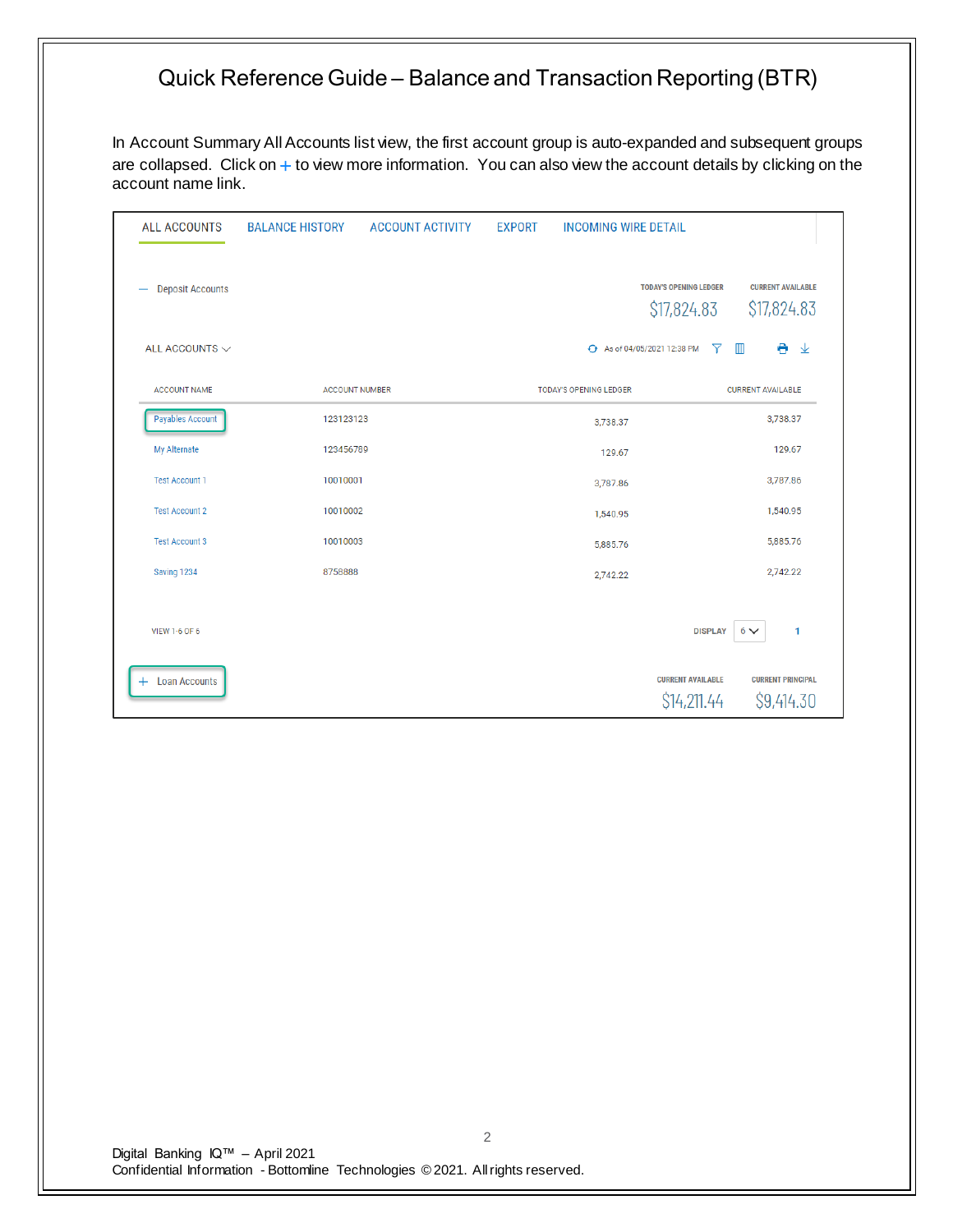# Quick Reference Guide – Balance and Transaction Reporting (BTR)

In Account Summary All Accounts list view, the first account group is auto-expanded and subsequent groups are collapsed. Click on + to view more information. You can also view the account details by clicking on the account name link.

ALL ACCOUNTS | BALANCE HISTORY | ACCOUNT ACTIVITY | EXPORT | INCOMING WIRE DETAIL

— Deposit Accounts

TODAY'S OPENING LEDGER $17,824.83
CURRENT AVAILABLE $17,824.83

ALL ACCOUNTS

As of 04/05/2021 12:38 PM

| ACCOUNT NAME | ACCOUNT NUMBER | TODAY'S OPENING LEDGER | CURRENT AVAILABLE |
|---|---|---|---|
| Payables Account | 123123123 | 3,738.37 | 3,738.37 |
| My Alternate | 123456789 | 129.67 | 129.67 |
| Test Account 1 | 10010001 | 3,787.86 | 3,787.86 |
| Test Account 2 | 10010002 | 1,540.95 | 1,540.95 |
| Test Account 3 | 10010003 | 5,885.76 | 5,885.76 |
| Saving 1234 | 8758888 | 2,742.22 | 2,742.22 |

VIEW 1-6 OF 6

DISPLAY 6 | 1

+ Loan Accounts

CURRENT AVAILABLE $14,211.44
CURRENT PRINCIPAL $9,414.30

Digital Banking IQ™ – April 2021
Confidential Information - Bottomline Technologies © 2021. All rights reserved.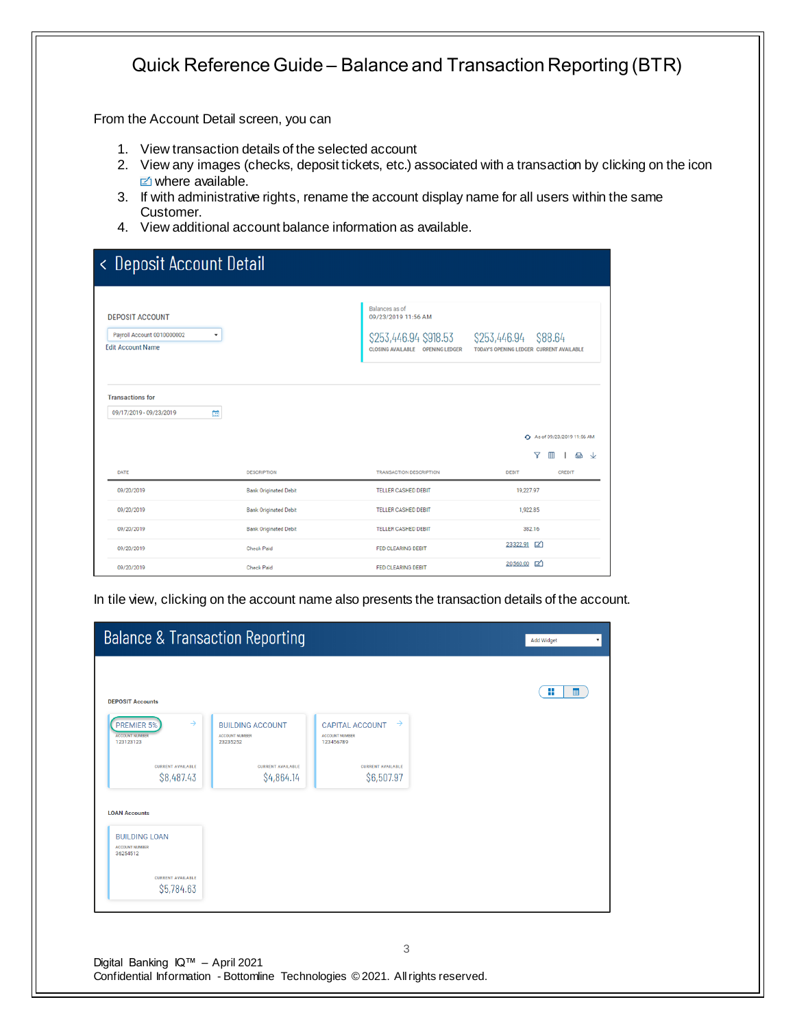# Quick Reference Guide – Balance and Transaction Reporting (BTR)

From the Account Detail screen, you can

1. View transaction details of the selected account
2. View any images (checks, deposit tickets, etc.) associated with a transaction by clicking on the icon where available.
3. If with administrative rights, rename the account display name for all users within the same Customer.
4. View additional account balance information as available.

< Deposit Account Detail

DEPOSIT ACCOUNT

Payroll Account 0010000002

Edit Account Name

Balances as of 09/23/2019 11:56 AM

$253,446.94 CLOSING AVAILABLE

$918.53 OPENING LEDGER

$253,446.94 TODAY'S OPENING LEDGER

$88.64 CURRENT AVAILABLE

Transactions for

09/17/2019 - 09/23/2019

As of 09/23/2019 11:56 AM

| DATE | DESCRIPTION | TRANSACTION DESCRIPTION | DEBIT | CREDIT |
|---|---|---|---|---|
| 09/20/2019 | Bank Originated Debit | TELLER CASHED DEBIT | 19,227.97 | |
| 09/20/2019 | Bank Originated Debit | TELLER CASHED DEBIT | 1,922.85 | |
| 09/20/2019 | Bank Originated Debit | TELLER CASHED DEBIT | 382.16 | |
| 09/20/2019 | Check Paid | FED CLEARING DEBIT | 23322.91 | |
| 09/20/2019 | Check Paid | FED CLEARING DEBIT | 20560.00 | |

In tile view, clicking on the account name also presents the transaction details of the account.

Balance & Transaction Reporting

Add Widget

DEPOSIT Accounts

PREMIER 5%
ACCOUNT NUMBER 123123123
CURRENT AVAILABLE $8,487.43

BUILDING ACCOUNT
ACCOUNT NUMBER 23235252
CURRENT AVAILABLE $4,864.14

CAPITAL ACCOUNT
ACCOUNT NUMBER 123456789
CURRENT AVAILABLE $6,507.97

LOAN Accounts

BUILDING LOAN
ACCOUNT NUMBER 36254512
CURRENT AVAILABLE $5,784.63

Digital Banking IQ™ – April 2021
Confidential Information - Bottomline Technologies © 2021. All rights reserved.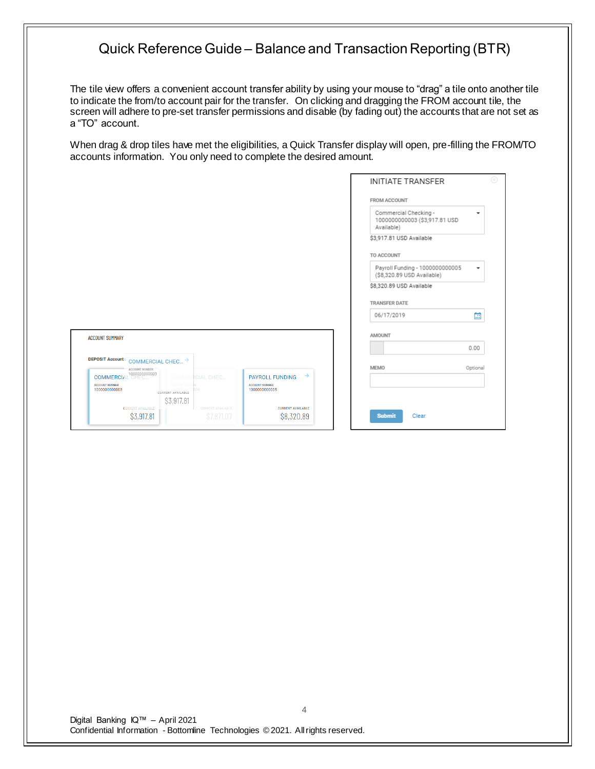# Quick Reference Guide – Balance and Transaction Reporting (BTR)

The tile view offers a convenient account transfer ability by using your mouse to “drag” a tile onto another tile to indicate the from/to account pair for the transfer. On clicking and dragging the FROM account tile, the screen will adhere to pre-set transfer permissions and disable (by fading out) the accounts that are not set as a “TO” account.

When drag & drop tiles have met the eligibilities, a Quick Transfer display will open, pre-filling the FROM/TO accounts information. You only need to complete the desired amount.

ACCOUNT SUMMARY

DEPOSIT Accounts

COMMERCIAL CHEC...
ACCOUNT NUMBER
1000000000003
CURRENT AVAILABLE
$3,917.81

COMMERCIAL CHEC...
ACCOUNT NUMBER
1000000000003
CURRENT AVAILABLE
$3,917.81

COMMERCIAL CHEC...
CURRENT AVAILABLE
$7,871.07

PAYROLL FUNDING
ACCOUNT NUMBER
1000000000005
CURRENT AVAILABLE
$8,320.89

INITIATE TRANSFER

FROM ACCOUNT
Commercial Checking - 1000000000003 ($3,917.81 USD Available)
$3,917.81 USD Available

TO ACCOUNT
Payroll Funding - 1000000000005 ($8,320.89 USD Available)
$8,320.89 USD Available

TRANSFER DATE
06/17/2019

AMOUNT
0.00

MEMO
Optional

Submit
Clear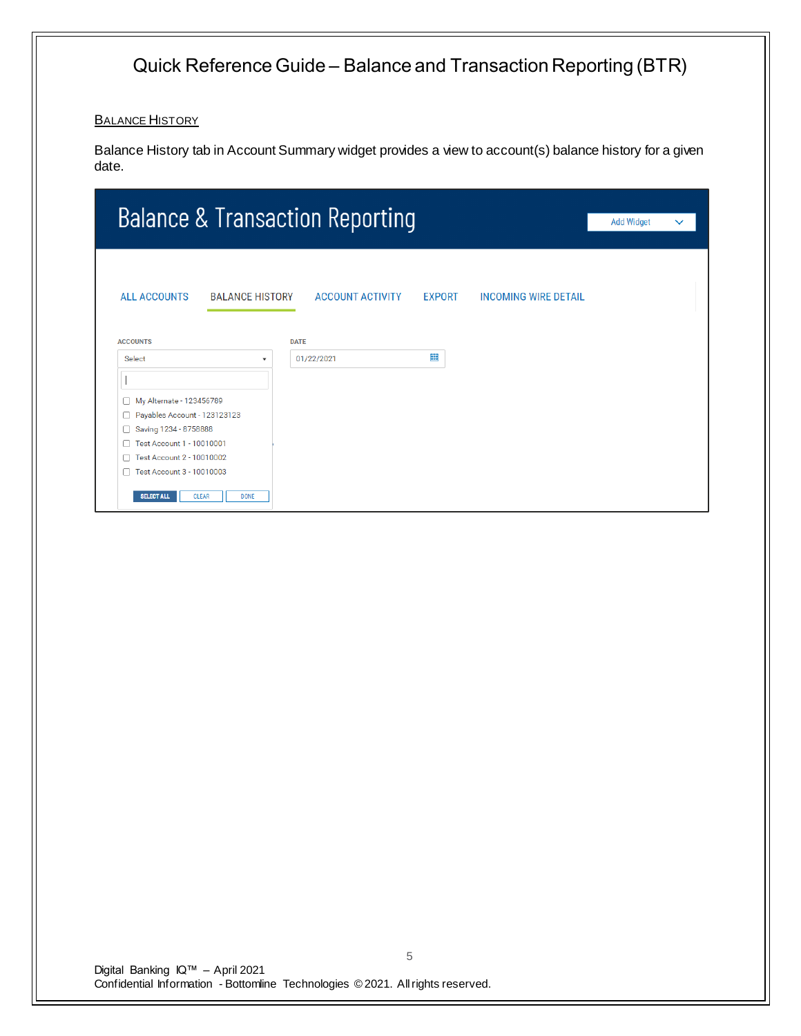## BALANCE HISTORY

Balance History tab in Account Summary widget provides a view to account(s) balance history for a given date.

Balance & Transaction Reporting

Add Widget

ALL ACCOUNTS BALANCE HISTORY ACCOUNT ACTIVITY EXPORT INCOMING WIRE DETAIL

ACCOUNTS

Select

- My Alternate - 123456789
- Payables Account - 123123123
- Saving 1234 - 8758888
- Test Account 1 - 10010001
- Test Account 2 - 10010002
- Test Account 3 - 10010003

SELECT ALL CLEAR DONE

DATE

01/22/2021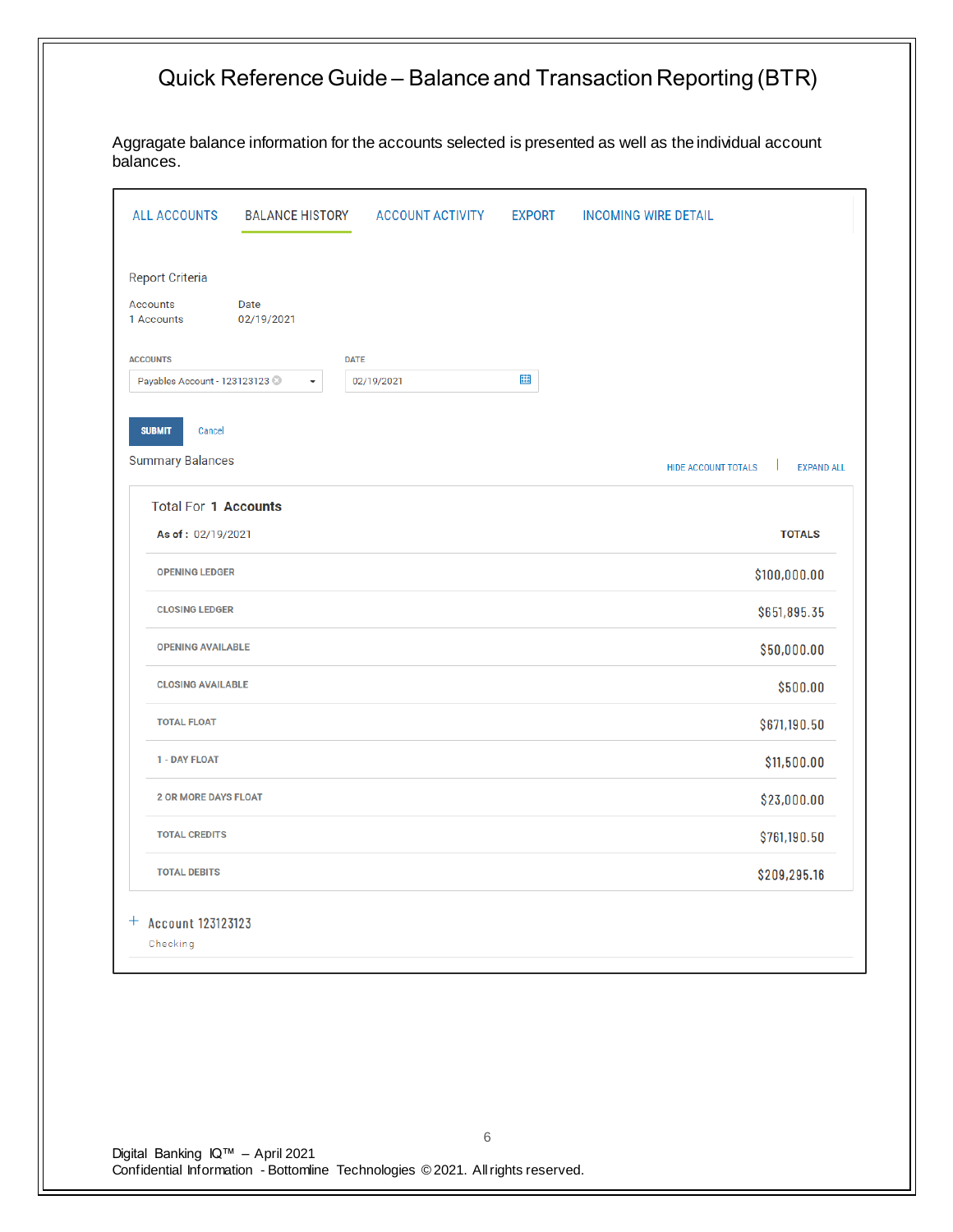# Quick Reference Guide – Balance and Transaction Reporting (BTR)

Aggregate balance information for the accounts selected is presented as well as the individual account balances.

ALL ACCOUNTS | BALANCE HISTORY | ACCOUNT ACTIVITY | EXPORT | INCOMING WIRE DETAIL

Report Criteria

Accounts
1 Accounts

Date
02/19/2021

ACCOUNTS
Payables Account - 123123123

DATE
02/19/2021

SUBMIT Cancel

Summary Balances

HIDE ACCOUNT TOTALS | EXPAND ALL

Total For **1 Accounts**

| **As of :** 02/19/2021 | **TOTALS** |
|---|---|
| OPENING LEDGER | $100,000.00 |
| CLOSING LEDGER | $651,895.35 |
| OPENING AVAILABLE | $50,000.00 |
| CLOSING AVAILABLE | $500.00 |
| TOTAL FLOAT | $671,190.50 |
| 1 - DAY FLOAT | $11,500.00 |
| 2 OR MORE DAYS FLOAT | $23,000.00 |
| TOTAL CREDITS | $761,190.50 |
| TOTAL DEBITS | $209,295.16 |

+ Account 123123123
Checking

Digital Banking IQ™ – April 2021
Confidential Information - Bottomline Technologies © 2021. All rights reserved.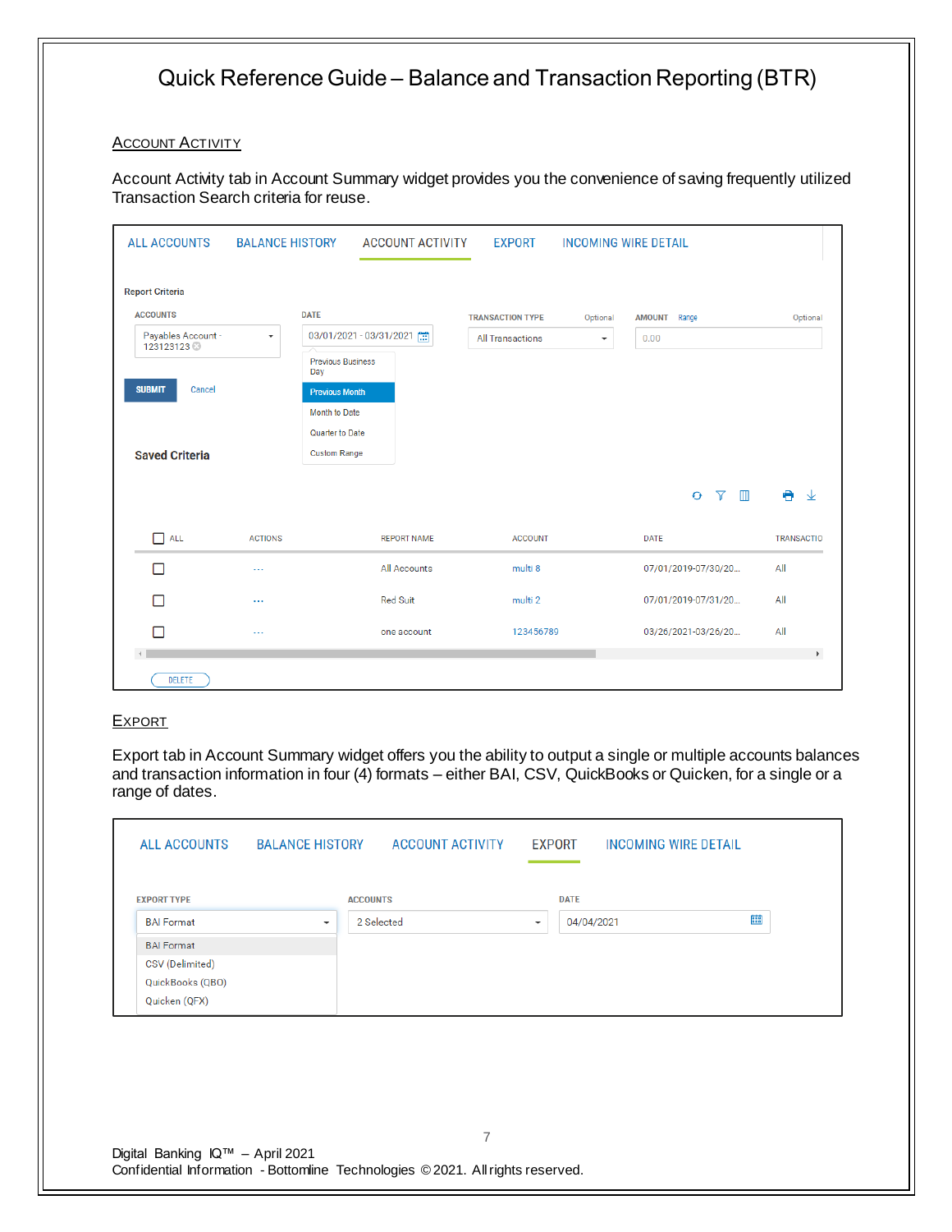# Quick Reference Guide – Balance and Transaction Reporting (BTR)

## Account Activity

Account Activity tab in Account Summary widget provides you the convenience of saving frequently utilized Transaction Search criteria for reuse.

ALL ACCOUNTS | BALANCE HISTORY | ACCOUNT ACTIVITY | EXPORT | INCOMING WIRE DETAIL

**Report Criteria**

ACCOUNTS: Payables Account - 123123123

DATE: 03/01/2021 - 03/31/2021

- Previous Business Day
- Previous Month
- Month to Date
- Quarter to Date
- Custom Range

TRANSACTION TYPE (Optional): All Transactions

AMOUNT Range (Optional): 0.00

SUBMIT | Cancel

**Saved Criteria**

| ALL | ACTIONS | REPORT NAME | ACCOUNT | DATE | TRANSACTIO |
|---|---|---|---|---|---|
| ☐ | ... | All Accounts | multi 8 | 07/01/2019-07/30/20... | All |
| ☐ | ... | Red Suit | multi 2 | 07/01/2019-07/31/20... | All |
| ☐ | ... | one account | 123456789 | 03/26/2021-03/26/20... | All |

DELETE

## Export

Export tab in Account Summary widget offers you the ability to output a single or multiple accounts balances and transaction information in four (4) formats – either BAI, CSV, QuickBooks or Quicken, for a single or a range of dates.

ALL ACCOUNTS | BALANCE HISTORY | ACCOUNT ACTIVITY | EXPORT | INCOMING WIRE DETAIL

EXPORT TYPE: BAI Format

- BAI Format
- CSV (Delimited)
- QuickBooks (QBO)
- Quicken (QFX)

ACCOUNTS: 2 Selected

DATE: 04/04/2021

Digital Banking IQ™ – April 2021
Confidential Information - Bottomline Technologies © 2021. All rights reserved.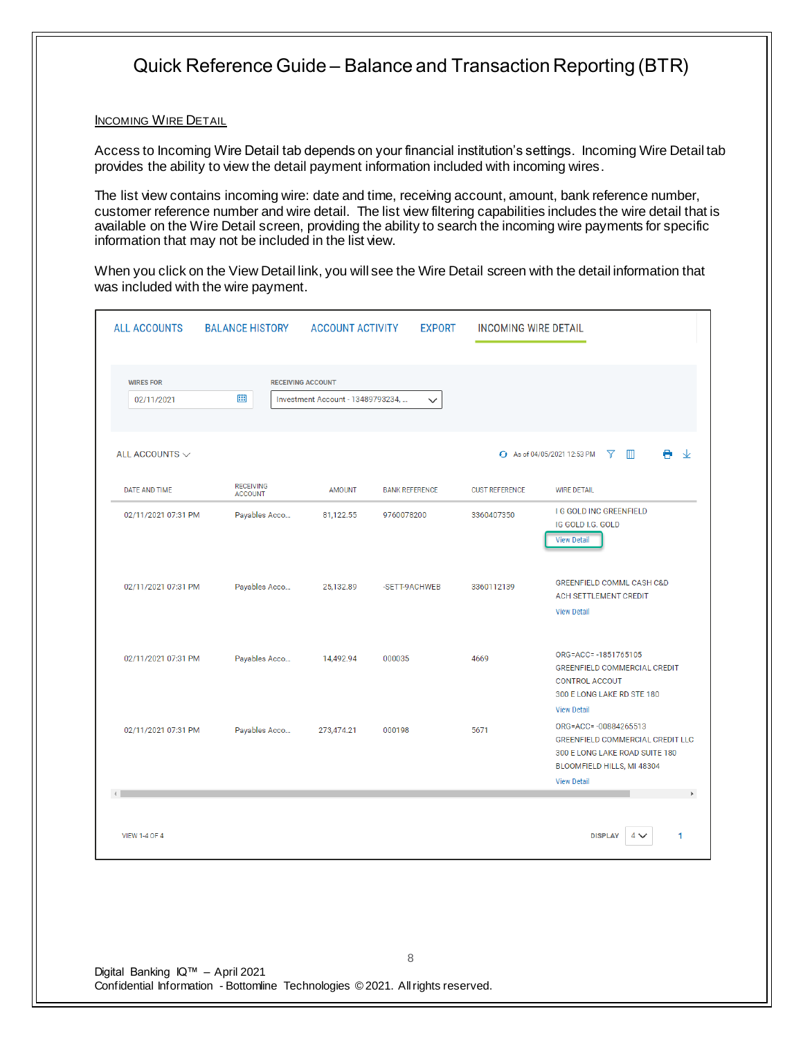# Quick Reference Guide – Balance and Transaction Reporting (BTR)

## Incoming Wire Detail

Access to Incoming Wire Detail tab depends on your financial institution's settings. Incoming Wire Detail tab provides the ability to view the detail payment information included with incoming wires.

The list view contains incoming wire: date and time, receiving account, amount, bank reference number, customer reference number and wire detail. The list view filtering capabilities includes the wire detail that is available on the Wire Detail screen, providing the ability to search the incoming wire payments for specific information that may not be included in the list view.

When you click on the View Detail link, you will see the Wire Detail screen with the detail information that was included with the wire payment.

ALL ACCOUNTS   BALANCE HISTORY   ACCOUNT ACTIVITY   EXPORT   INCOMING WIRE DETAIL

WIRES FOR: 02/11/2021
RECEIVING ACCOUNT: Investment Account - 13489793234, ...

ALL ACCOUNTS
As of 04/05/2021 12:53 PM

| DATE AND TIME | RECEIVING ACCOUNT | AMOUNT | BANK REFERENCE | CUST REFERENCE | WIRE DETAIL |
|---|---|---|---|---|---|
| 02/11/2021 07:31 PM | Payables Acco... | 81,122.55 | 9760078200 | 3360407350 | I G GOLD INC GREENFIELD IG GOLD I.G. GOLD View Detail |
| 02/11/2021 07:31 PM | Payables Acco... | 25,132.89 | -SETT-9ACHWEB | 3360112139 | GREENFIELD COMML CASH C&D ACH SETTLEMENT CREDIT View Detail |
| 02/11/2021 07:31 PM | Payables Acco... | 14,492.94 | 000035 | 4669 | ORG=ACC= -1851765105 GREENFIELD COMMERCIAL CREDIT CONTROL ACCOUT 300 E LONG LAKE RD STE 180 View Detail |
| 02/11/2021 07:31 PM | Payables Acco... | 273,474.21 | 000198 | 5671 | ORG=ACC= -00884265513 GREENFIELD COMMERCIAL CREDIT LLC 300 E LONG LAKE ROAD SUITE 180 BLOOMFIELD HILLS, MI 48304 View Detail |

VIEW 1-4 OF 4   DISPLAY 4   1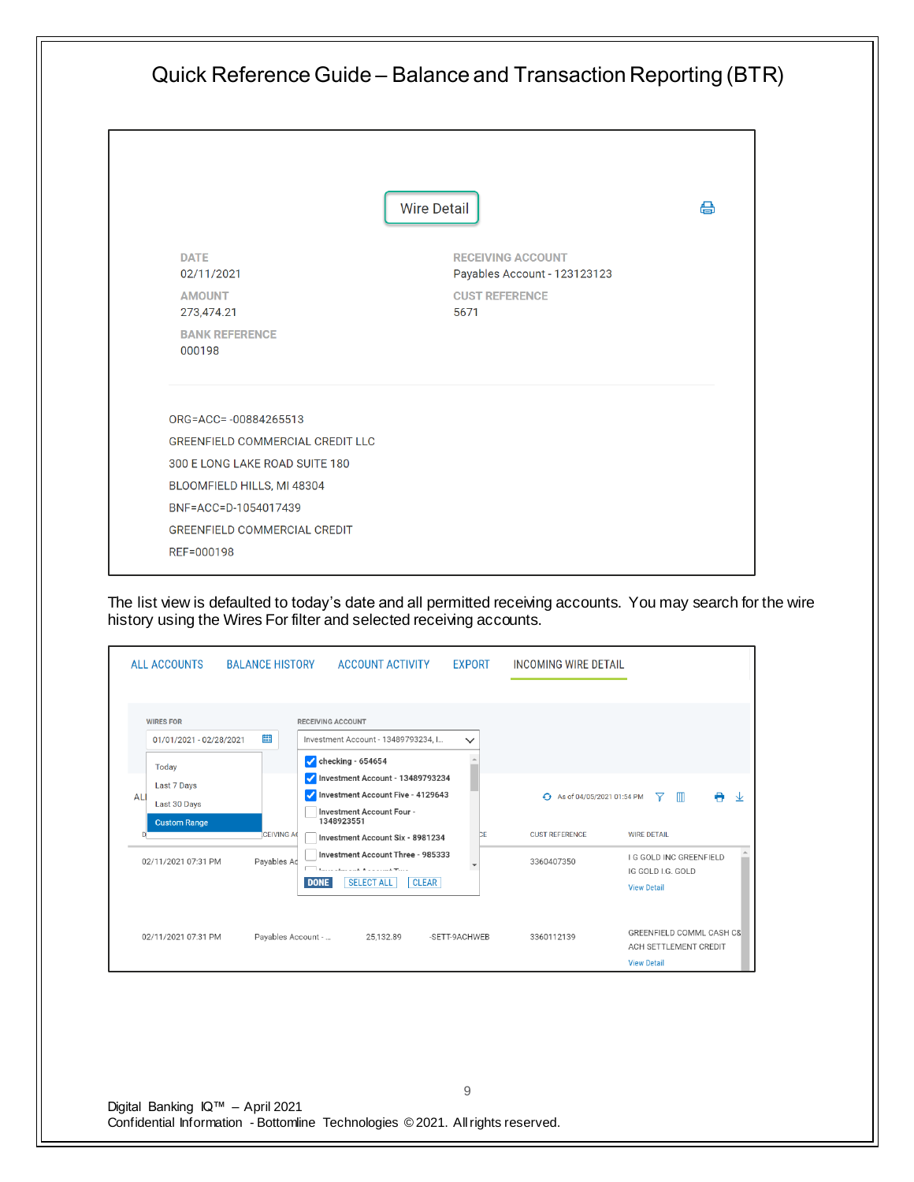# Quick Reference Guide – Balance and Transaction Reporting (BTR)

Wire Detail

DATE
02/11/2021

AMOUNT
273,474.21

BANK REFERENCE
000198

RECEIVING ACCOUNT
Payables Account - 123123123

CUST REFERENCE
5671

ORG=ACC= -00884265513
GREENFIELD COMMERCIAL CREDIT LLC
300 E LONG LAKE ROAD SUITE 180
BLOOMFIELD HILLS, MI 48304
BNF=ACC=D-1054017439
GREENFIELD COMMERCIAL CREDIT
REF=000198

The list view is defaulted to today's date and all permitted receiving accounts. You may search for the wire history using the Wires For filter and selected receiving accounts.

ALL ACCOUNTS BALANCE HISTORY ACCOUNT ACTIVITY EXPORT INCOMING WIRE DETAIL

WIRES FOR
01/01/2021 - 02/28/2021
Today
Last 7 Days
Last 30 Days
Custom Range

RECEIVING ACCOUNT
Investment Account - 13489793234, I...
checking - 654654
Investment Account - 13489793234
Investment Account Five - 4129643
Investment Account Four - 1348923551
Investment Account Six - 8981234
Investment Account Three - 985333
DONE SELECT ALL CLEAR

As of 04/05/2021 01:54 PM

CUST REFERENCE
WIRE DETAIL

02/11/2021 07:31 PM Payables Ac... 3360407350 I G GOLD INC GREENFIELD IG GOLD I.G. GOLD View Detail

02/11/2021 07:31 PM Payables Account - ... 25,132.89 -SETT-9ACHWEB 3360112139 GREENFIELD COMML CASH C& ACH SETTLEMENT CREDIT View Detail